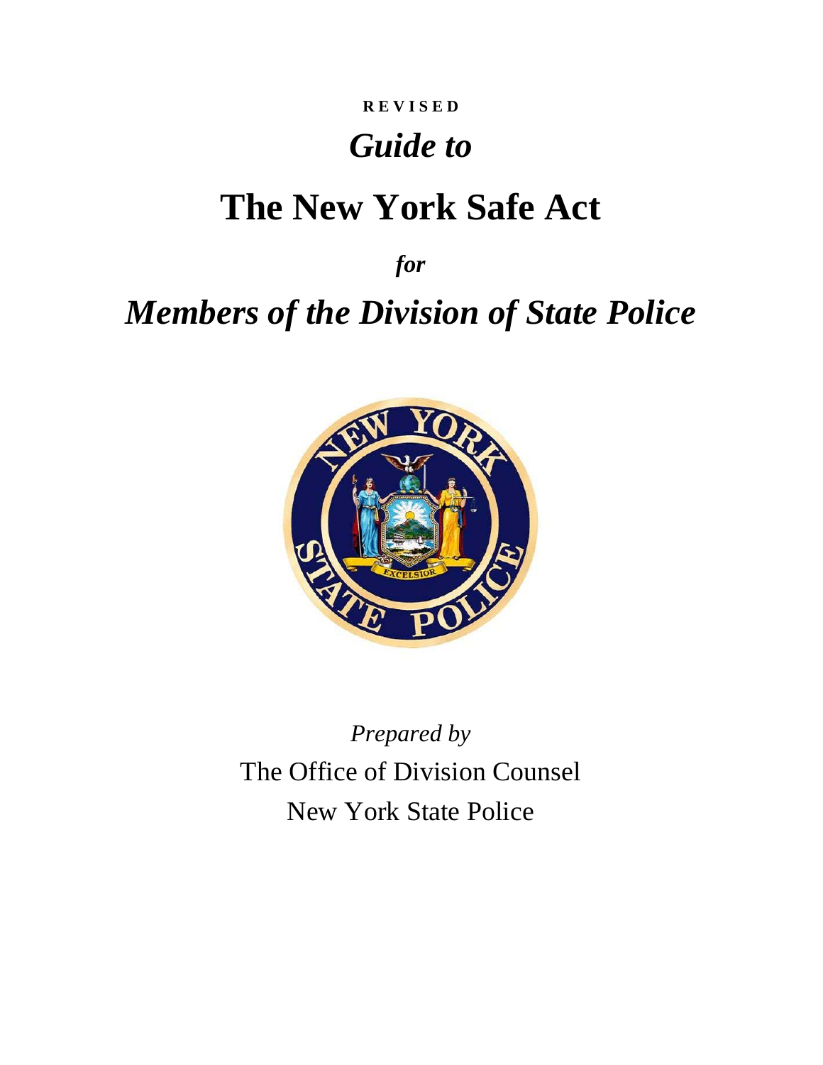**R E V I S E D**

# *Guide to*

# The New York Safe Act

*for*

# *Members of the Division of State Police*

*Prepared by*

The Office of Division Counsel

New York State Police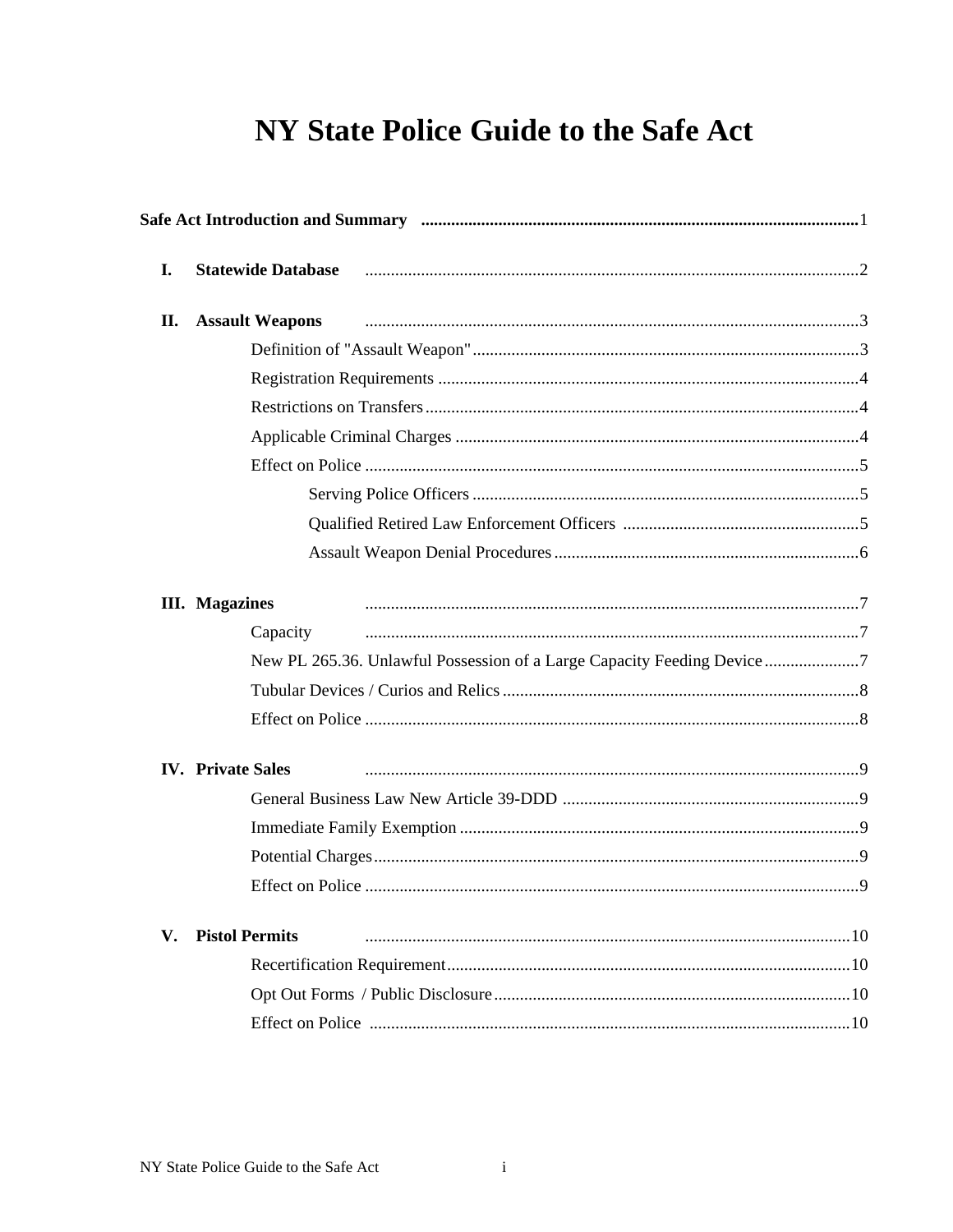# NY State Police Guide to the Safe Act

**Safe Act Introduction and Summary** .......... 1

**I. Statewide Database** .......... 2

**II. Assault Weapons** .......... 3

- Definition of "Assault Weapon" .......... 3
- Registration Requirements .......... 4
- Restrictions on Transfers .......... 4
- Applicable Criminal Charges .......... 4
- Effect on Police .......... 5
  - Serving Police Officers .......... 5
  - Qualified Retired Law Enforcement Officers .......... 5
  - Assault Weapon Denial Procedures .......... 6

**III. Magazines** .......... 7

- Capacity .......... 7
- New PL 265.36. Unlawful Possession of a Large Capacity Feeding Device .......... 7
- Tubular Devices / Curios and Relics .......... 8
- Effect on Police .......... 8

**IV. Private Sales** .......... 9

- General Business Law New Article 39-DDD .......... 9
- Immediate Family Exemption .......... 9
- Potential Charges .......... 9
- Effect on Police .......... 9

**V. Pistol Permits** .......... 10

- Recertification Requirement .......... 10
- Opt Out Forms / Public Disclosure .......... 10
- Effect on Police .......... 10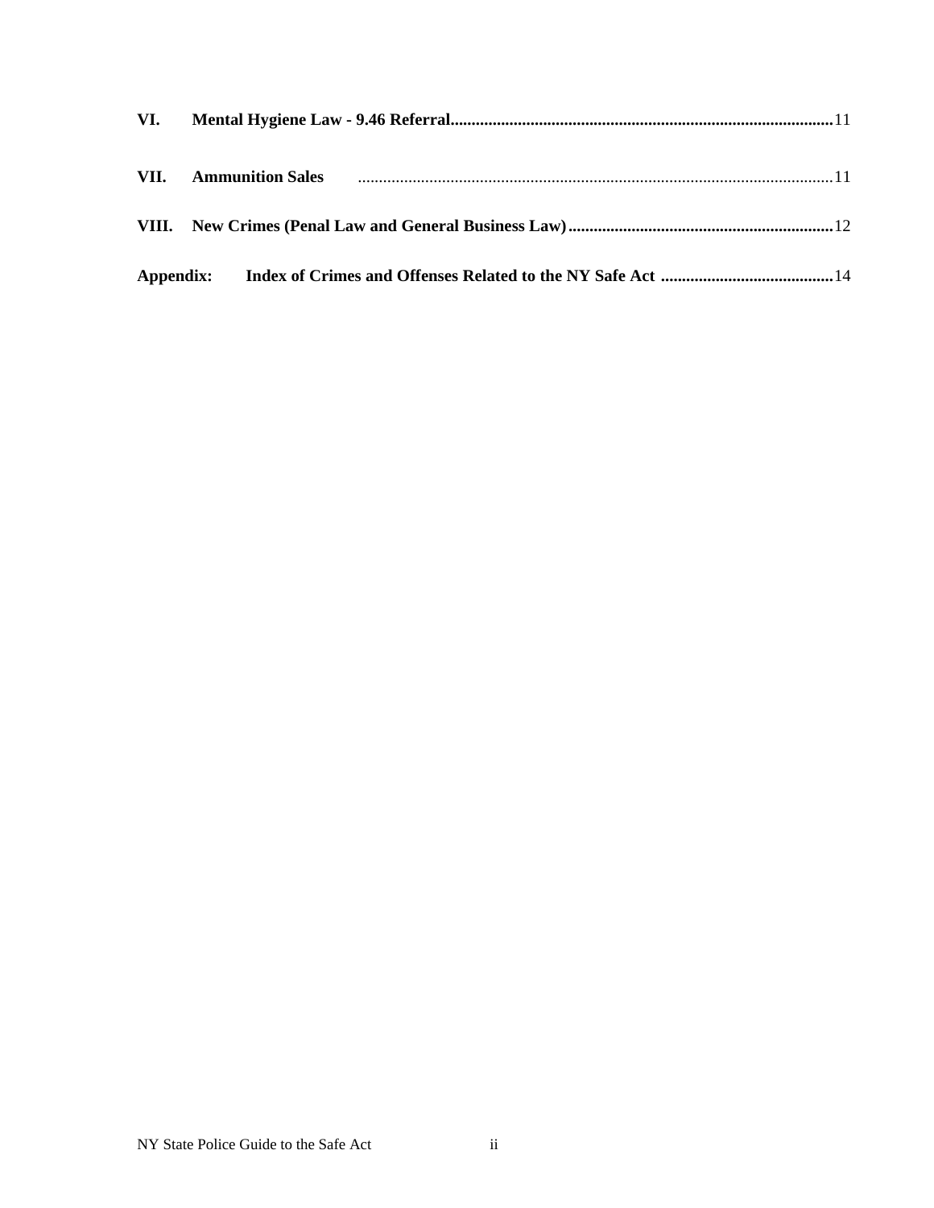**VI. Mental Hygiene Law - 9.46 Referral** ........................................ 11

**VII. Ammunition Sales** ........................................ 11

**VIII. New Crimes (Penal Law and General Business Law)** ........................................ 12

**Appendix: Index of Crimes and Offenses Related to the NY Safe Act** ........................................ 14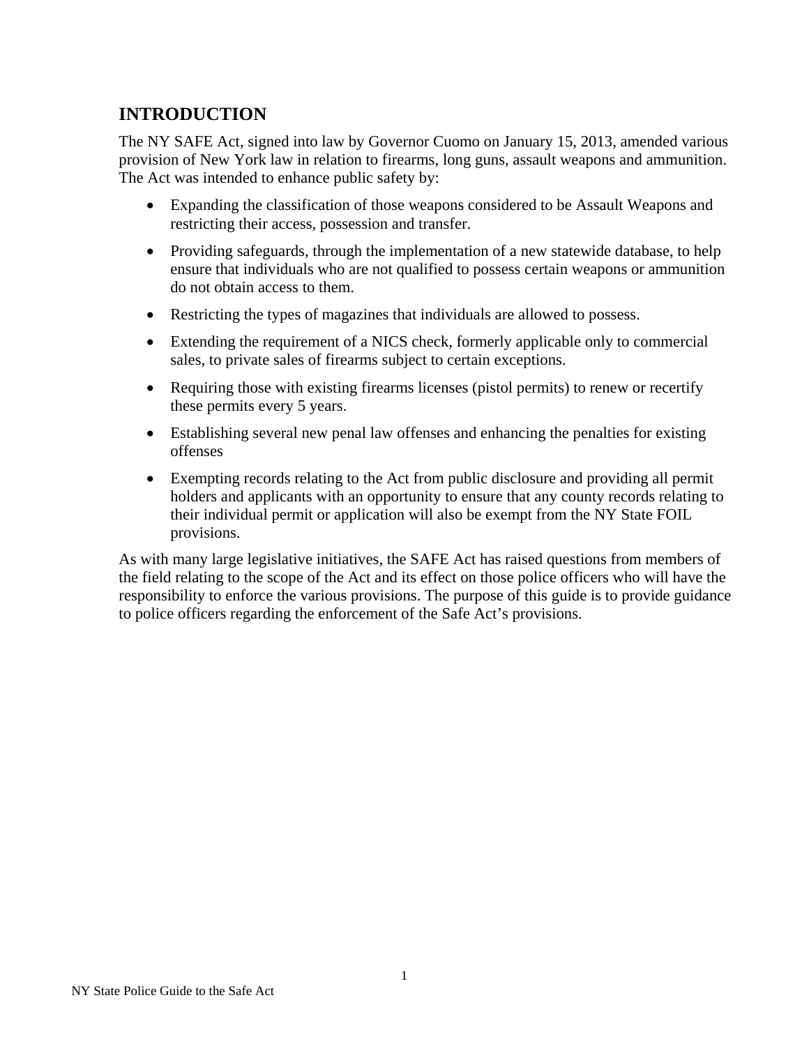## INTRODUCTION

The NY SAFE Act, signed into law by Governor Cuomo on January 15, 2013, amended various provision of New York law in relation to firearms, long guns, assault weapons and ammunition. The Act was intended to enhance public safety by:

- Expanding the classification of those weapons considered to be Assault Weapons and restricting their access, possession and transfer.
- Providing safeguards, through the implementation of a new statewide database, to help ensure that individuals who are not qualified to possess certain weapons or ammunition do not obtain access to them.
- Restricting the types of magazines that individuals are allowed to possess.
- Extending the requirement of a NICS check, formerly applicable only to commercial sales, to private sales of firearms subject to certain exceptions.
- Requiring those with existing firearms licenses (pistol permits) to renew or recertify these permits every 5 years.
- Establishing several new penal law offenses and enhancing the penalties for existing offenses
- Exempting records relating to the Act from public disclosure and providing all permit holders and applicants with an opportunity to ensure that any county records relating to their individual permit or application will also be exempt from the NY State FOIL provisions.

As with many large legislative initiatives, the SAFE Act has raised questions from members of the field relating to the scope of the Act and its effect on those police officers who will have the responsibility to enforce the various provisions. The purpose of this guide is to provide guidance to police officers regarding the enforcement of the Safe Act's provisions.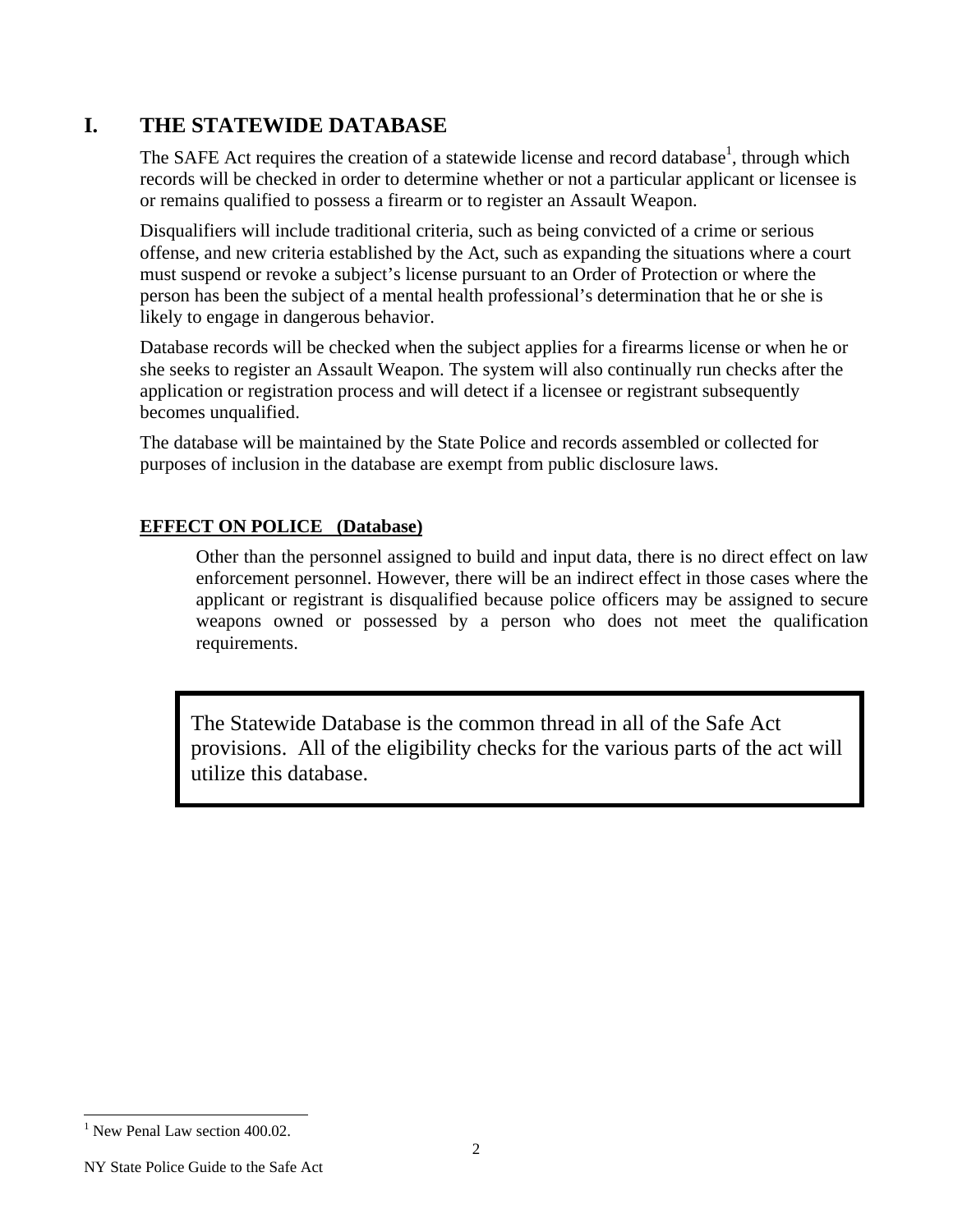## I. THE STATEWIDE DATABASE

The SAFE Act requires the creation of a statewide license and record database[1], through which records will be checked in order to determine whether or not a particular applicant or licensee is or remains qualified to possess a firearm or to register an Assault Weapon.

Disqualifiers will include traditional criteria, such as being convicted of a crime or serious offense, and new criteria established by the Act, such as expanding the situations where a court must suspend or revoke a subject's license pursuant to an Order of Protection or where the person has been the subject of a mental health professional's determination that he or she is likely to engage in dangerous behavior.

Database records will be checked when the subject applies for a firearms license or when he or she seeks to register an Assault Weapon. The system will also continually run checks after the application or registration process and will detect if a licensee or registrant subsequently becomes unqualified.

The database will be maintained by the State Police and records assembled or collected for purposes of inclusion in the database are exempt from public disclosure laws.

**EFFECT ON POLICE (Database)**

Other than the personnel assigned to build and input data, there is no direct effect on law enforcement personnel. However, there will be an indirect effect in those cases where the applicant or registrant is disqualified because police officers may be assigned to secure weapons owned or possessed by a person who does not meet the qualification requirements.

> The Statewide Database is the common thread in all of the Safe Act provisions. All of the eligibility checks for the various parts of the act will utilize this database.

[1] New Penal Law section 400.02.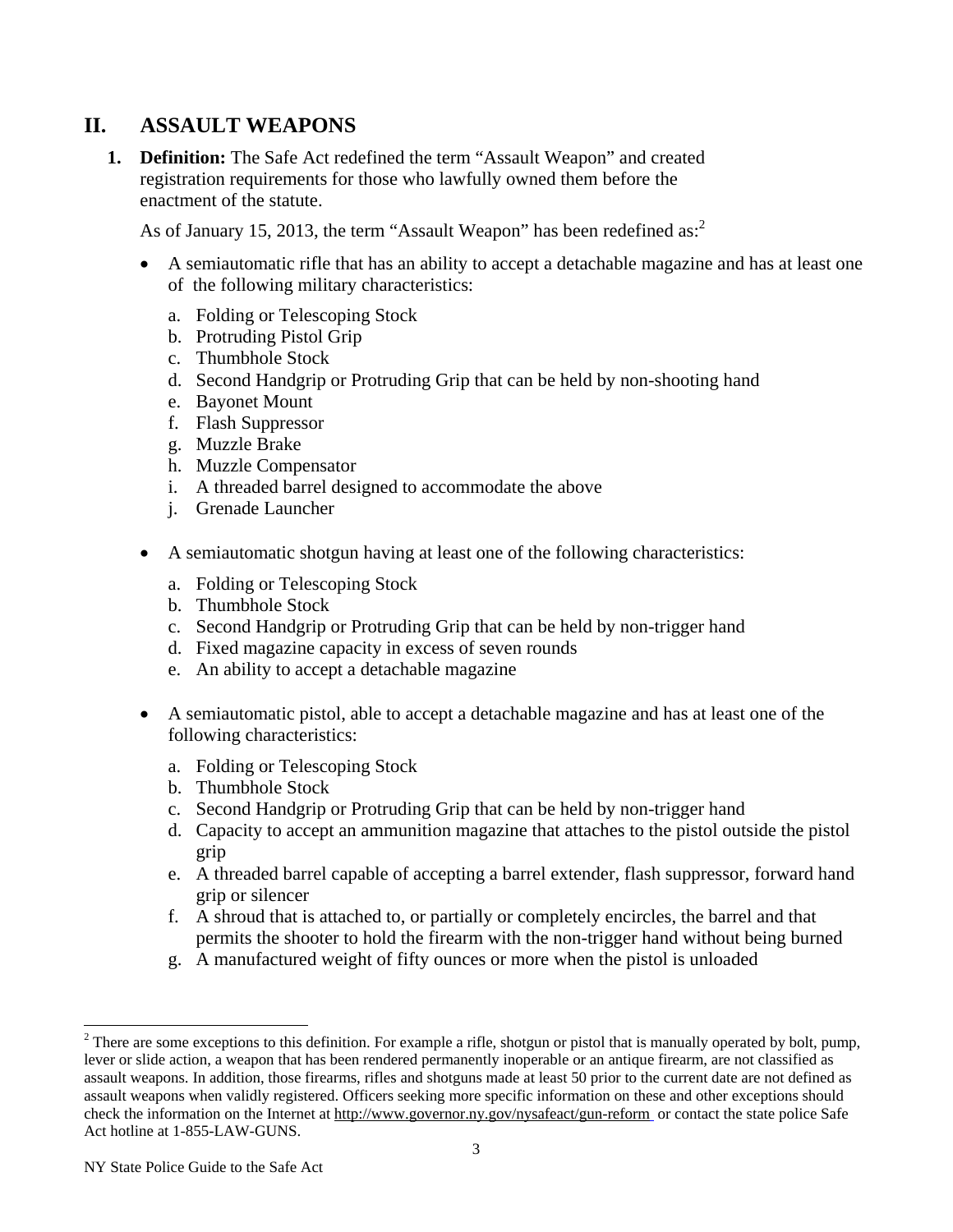## II. ASSAULT WEAPONS

1. **Definition:** The Safe Act redefined the term "Assault Weapon" and created registration requirements for those who lawfully owned them before the enactment of the statute.

   As of January 15, 2013, the term "Assault Weapon" has been redefined as:[2]

   - A semiautomatic rifle that has an ability to accept a detachable magazine and has at least one of the following military characteristics:
     a. Folding or Telescoping Stock
     b. Protruding Pistol Grip
     c. Thumbhole Stock
     d. Second Handgrip or Protruding Grip that can be held by non-shooting hand
     e. Bayonet Mount
     f. Flash Suppressor
     g. Muzzle Brake
     h. Muzzle Compensator
     i. A threaded barrel designed to accommodate the above
     j. Grenade Launcher

   - A semiautomatic shotgun having at least one of the following characteristics:
     a. Folding or Telescoping Stock
     b. Thumbhole Stock
     c. Second Handgrip or Protruding Grip that can be held by non-trigger hand
     d. Fixed magazine capacity in excess of seven rounds
     e. An ability to accept a detachable magazine

   - A semiautomatic pistol, able to accept a detachable magazine and has at least one of the following characteristics:
     a. Folding or Telescoping Stock
     b. Thumbhole Stock
     c. Second Handgrip or Protruding Grip that can be held by non-trigger hand
     d. Capacity to accept an ammunition magazine that attaches to the pistol outside the pistol grip
     e. A threaded barrel capable of accepting a barrel extender, flash suppressor, forward hand grip or silencer
     f. A shroud that is attached to, or partially or completely encircles, the barrel and that permits the shooter to hold the firearm with the non-trigger hand without being burned
     g. A manufactured weight of fifty ounces or more when the pistol is unloaded

---

[2] There are some exceptions to this definition. For example a rifle, shotgun or pistol that is manually operated by bolt, pump, lever or slide action, a weapon that has been rendered permanently inoperable or an antique firearm, are not classified as assault weapons. In addition, those firearms, rifles and shotguns made at least 50 prior to the current date are not defined as assault weapons when validly registered. Officers seeking more specific information on these and other exceptions should check the information on the Internet at http://www.governor.ny.gov/nysafeact/gun-reform or contact the state police Safe Act hotline at 1-855-LAW-GUNS.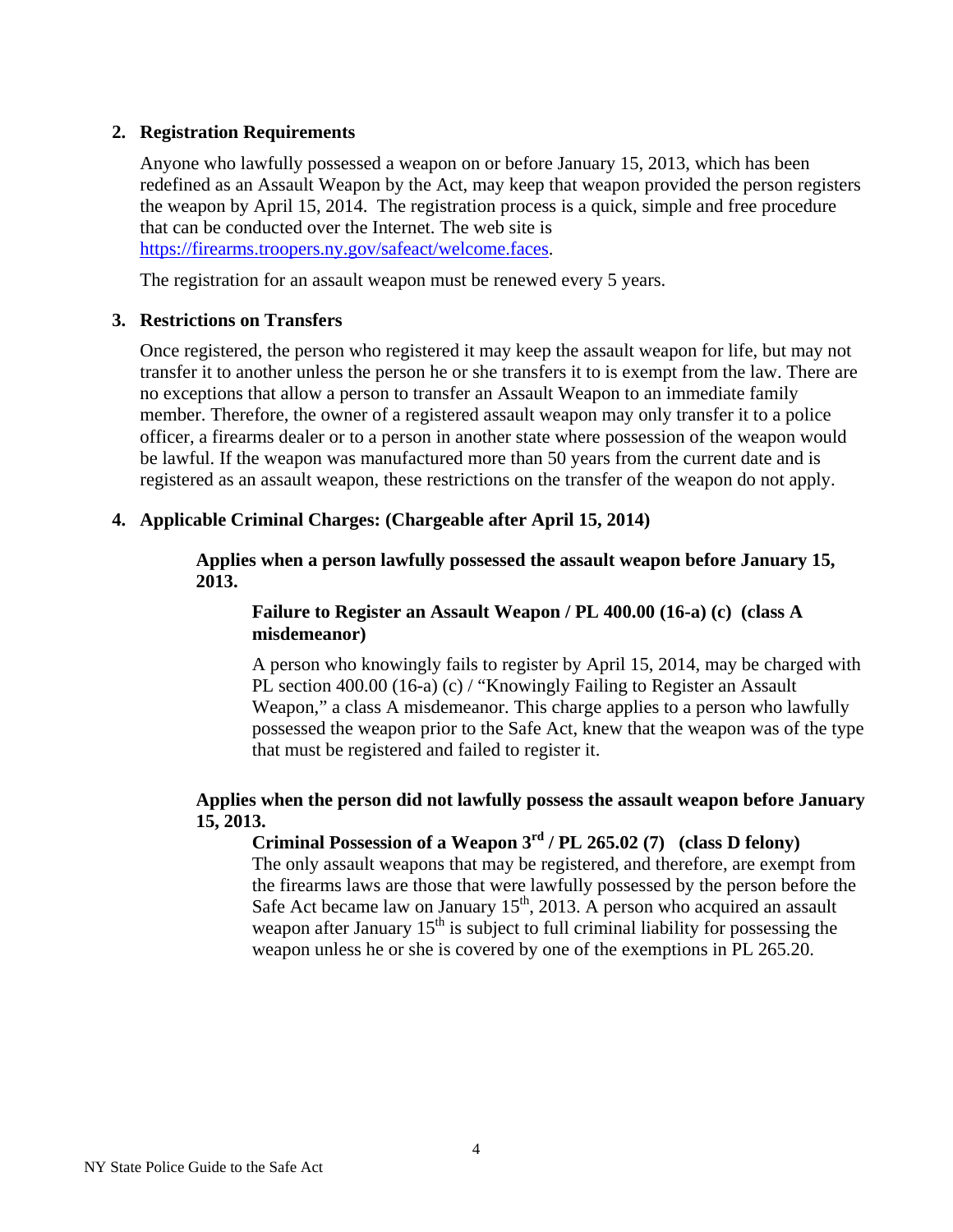## 2. Registration Requirements

Anyone who lawfully possessed a weapon on or before January 15, 2013, which has been redefined as an Assault Weapon by the Act, may keep that weapon provided the person registers the weapon by April 15, 2014. The registration process is a quick, simple and free procedure that can be conducted over the Internet. The web site is https://firearms.troopers.ny.gov/safeact/welcome.faces.

The registration for an assault weapon must be renewed every 5 years.

## 3. Restrictions on Transfers

Once registered, the person who registered it may keep the assault weapon for life, but may not transfer it to another unless the person he or she transfers it to is exempt from the law. There are no exceptions that allow a person to transfer an Assault Weapon to an immediate family member. Therefore, the owner of a registered assault weapon may only transfer it to a police officer, a firearms dealer or to a person in another state where possession of the weapon would be lawful. If the weapon was manufactured more than 50 years from the current date and is registered as an assault weapon, these restrictions on the transfer of the weapon do not apply.

## 4. Applicable Criminal Charges: (Chargeable after April 15, 2014)

**Applies when a person lawfully possessed the assault weapon before January 15, 2013.**

**Failure to Register an Assault Weapon / PL 400.00 (16-a) (c) (class A misdemeanor)**

A person who knowingly fails to register by April 15, 2014, may be charged with PL section 400.00 (16-a) (c) / "Knowingly Failing to Register an Assault Weapon," a class A misdemeanor. This charge applies to a person who lawfully possessed the weapon prior to the Safe Act, knew that the weapon was of the type that must be registered and failed to register it.

**Applies when the person did not lawfully possess the assault weapon before January 15, 2013.**

**Criminal Possession of a Weapon 3rd / PL 265.02 (7) (class D felony)**

The only assault weapons that may be registered, and therefore, are exempt from the firearms laws are those that were lawfully possessed by the person before the Safe Act became law on January 15th, 2013. A person who acquired an assault weapon after January 15th is subject to full criminal liability for possessing the weapon unless he or she is covered by one of the exemptions in PL 265.20.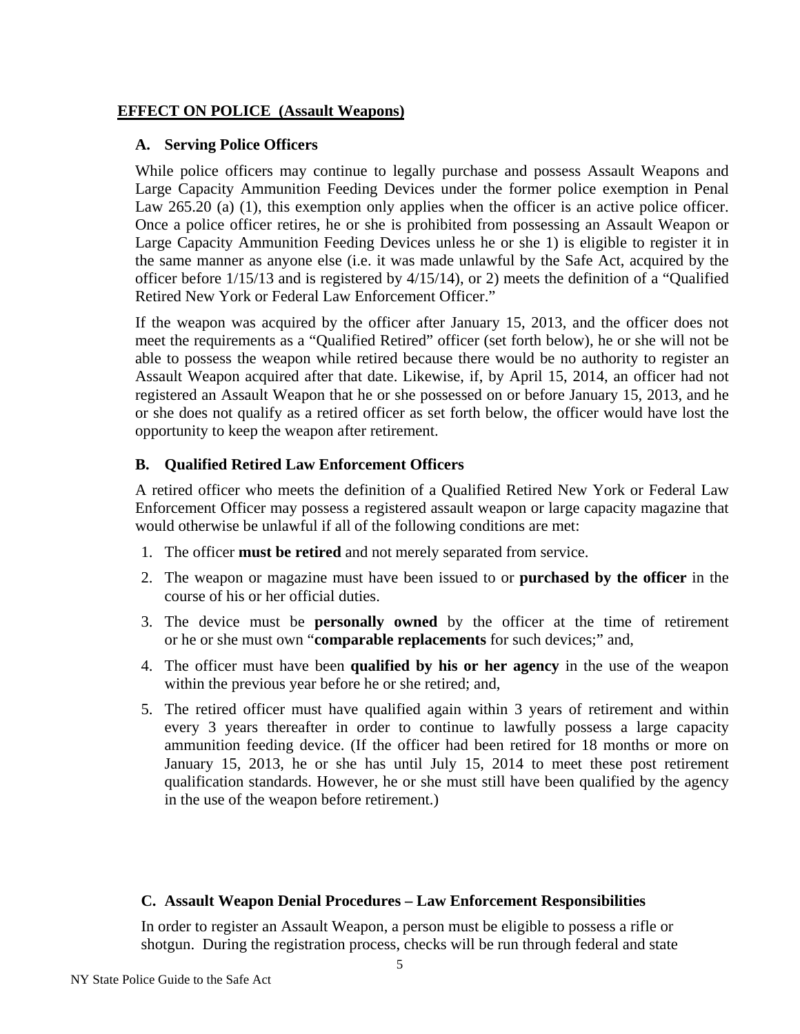## EFFECT ON POLICE (Assault Weapons)

### A. Serving Police Officers

While police officers may continue to legally purchase and possess Assault Weapons and Large Capacity Ammunition Feeding Devices under the former police exemption in Penal Law 265.20 (a) (1), this exemption only applies when the officer is an active police officer. Once a police officer retires, he or she is prohibited from possessing an Assault Weapon or Large Capacity Ammunition Feeding Devices unless he or she 1) is eligible to register it in the same manner as anyone else (i.e. it was made unlawful by the Safe Act, acquired by the officer before 1/15/13 and is registered by 4/15/14), or 2) meets the definition of a "Qualified Retired New York or Federal Law Enforcement Officer."

If the weapon was acquired by the officer after January 15, 2013, and the officer does not meet the requirements as a "Qualified Retired" officer (set forth below), he or she will not be able to possess the weapon while retired because there would be no authority to register an Assault Weapon acquired after that date. Likewise, if, by April 15, 2014, an officer had not registered an Assault Weapon that he or she possessed on or before January 15, 2013, and he or she does not qualify as a retired officer as set forth below, the officer would have lost the opportunity to keep the weapon after retirement.

### B. Qualified Retired Law Enforcement Officers

A retired officer who meets the definition of a Qualified Retired New York or Federal Law Enforcement Officer may possess a registered assault weapon or large capacity magazine that would otherwise be unlawful if all of the following conditions are met:

1. The officer **must be retired** and not merely separated from service.
2. The weapon or magazine must have been issued to or **purchased by the officer** in the course of his or her official duties.
3. The device must be **personally owned** by the officer at the time of retirement or he or she must own "**comparable replacements** for such devices;" and,
4. The officer must have been **qualified by his or her agency** in the use of the weapon within the previous year before he or she retired; and,
5. The retired officer must have qualified again within 3 years of retirement and within every 3 years thereafter in order to continue to lawfully possess a large capacity ammunition feeding device. (If the officer had been retired for 18 months or more on January 15, 2013, he or she has until July 15, 2014 to meet these post retirement qualification standards. However, he or she must still have been qualified by the agency in the use of the weapon before retirement.)

### C. Assault Weapon Denial Procedures – Law Enforcement Responsibilities

In order to register an Assault Weapon, a person must be eligible to possess a rifle or shotgun. During the registration process, checks will be run through federal and state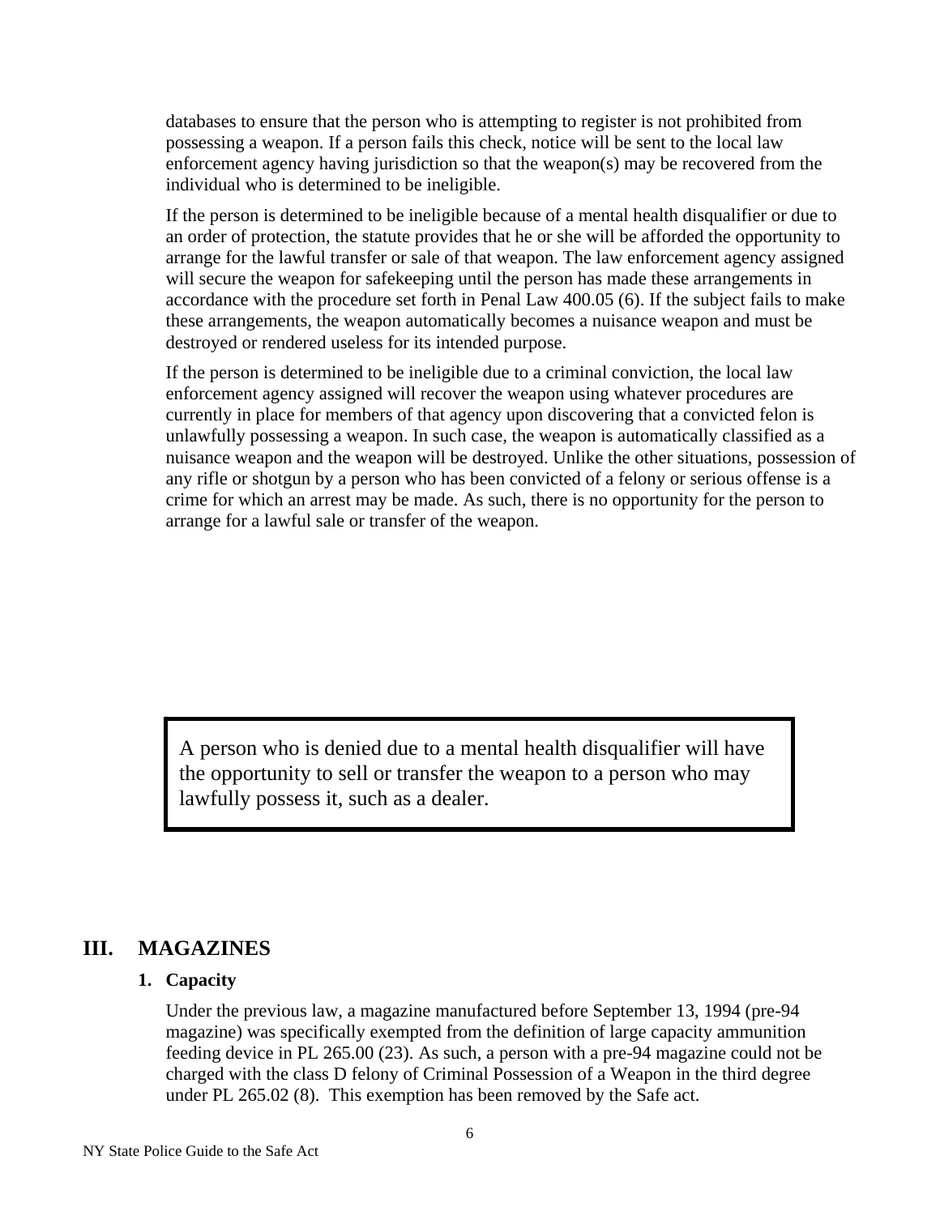databases to ensure that the person who is attempting to register is not prohibited from possessing a weapon. If a person fails this check, notice will be sent to the local law enforcement agency having jurisdiction so that the weapon(s) may be recovered from the individual who is determined to be ineligible.

If the person is determined to be ineligible because of a mental health disqualifier or due to an order of protection, the statute provides that he or she will be afforded the opportunity to arrange for the lawful transfer or sale of that weapon. The law enforcement agency assigned will secure the weapon for safekeeping until the person has made these arrangements in accordance with the procedure set forth in Penal Law 400.05 (6). If the subject fails to make these arrangements, the weapon automatically becomes a nuisance weapon and must be destroyed or rendered useless for its intended purpose.

If the person is determined to be ineligible due to a criminal conviction, the local law enforcement agency assigned will recover the weapon using whatever procedures are currently in place for members of that agency upon discovering that a convicted felon is unlawfully possessing a weapon. In such case, the weapon is automatically classified as a nuisance weapon and the weapon will be destroyed. Unlike the other situations, possession of any rifle or shotgun by a person who has been convicted of a felony or serious offense is a crime for which an arrest may be made. As such, there is no opportunity for the person to arrange for a lawful sale or transfer of the weapon.

> A person who is denied due to a mental health disqualifier will have the opportunity to sell or transfer the weapon to a person who may lawfully possess it, such as a dealer.

## III. MAGAZINES

### 1. Capacity

Under the previous law, a magazine manufactured before September 13, 1994 (pre-94 magazine) was specifically exempted from the definition of large capacity ammunition feeding device in PL 265.00 (23). As such, a person with a pre-94 magazine could not be charged with the class D felony of Criminal Possession of a Weapon in the third degree under PL 265.02 (8). This exemption has been removed by the Safe act.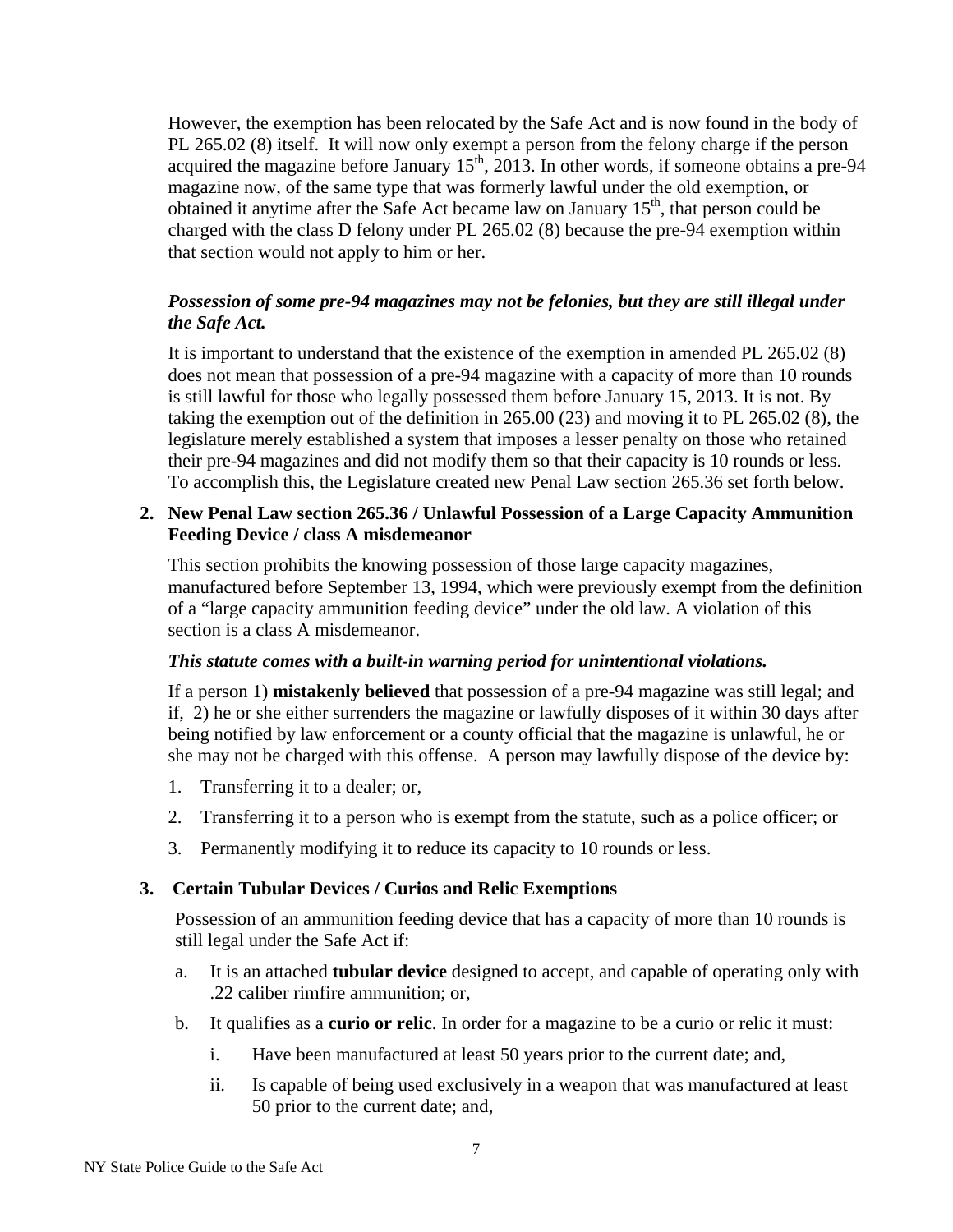However, the exemption has been relocated by the Safe Act and is now found in the body of PL 265.02 (8) itself. It will now only exempt a person from the felony charge if the person acquired the magazine before January 15th, 2013. In other words, if someone obtains a pre-94 magazine now, of the same type that was formerly lawful under the old exemption, or obtained it anytime after the Safe Act became law on January 15th, that person could be charged with the class D felony under PL 265.02 (8) because the pre-94 exemption within that section would not apply to him or her.

***Possession of some pre-94 magazines may not be felonies, but they are still illegal under the Safe Act.***

It is important to understand that the existence of the exemption in amended PL 265.02 (8) does not mean that possession of a pre-94 magazine with a capacity of more than 10 rounds is still lawful for those who legally possessed them before January 15, 2013. It is not. By taking the exemption out of the definition in 265.00 (23) and moving it to PL 265.02 (8), the legislature merely established a system that imposes a lesser penalty on those who retained their pre-94 magazines and did not modify them so that their capacity is 10 rounds or less. To accomplish this, the Legislature created new Penal Law section 265.36 set forth below.

**2. New Penal Law section 265.36 / Unlawful Possession of a Large Capacity Ammunition Feeding Device / class A misdemeanor**

This section prohibits the knowing possession of those large capacity magazines, manufactured before September 13, 1994, which were previously exempt from the definition of a "large capacity ammunition feeding device" under the old law. A violation of this section is a class A misdemeanor.

***This statute comes with a built-in warning period for unintentional violations.***

If a person 1) **mistakenly believed** that possession of a pre-94 magazine was still legal; and if, 2) he or she either surrenders the magazine or lawfully disposes of it within 30 days after being notified by law enforcement or a county official that the magazine is unlawful, he or she may not be charged with this offense. A person may lawfully dispose of the device by:

1. Transferring it to a dealer; or,
2. Transferring it to a person who is exempt from the statute, such as a police officer; or
3. Permanently modifying it to reduce its capacity to 10 rounds or less.

**3. Certain Tubular Devices / Curios and Relic Exemptions**

Possession of an ammunition feeding device that has a capacity of more than 10 rounds is still legal under the Safe Act if:

a. It is an attached **tubular device** designed to accept, and capable of operating only with .22 caliber rimfire ammunition; or,
b. It qualifies as a **curio or relic**. In order for a magazine to be a curio or relic it must:
    i. Have been manufactured at least 50 years prior to the current date; and,
    ii. Is capable of being used exclusively in a weapon that was manufactured at least 50 prior to the current date; and,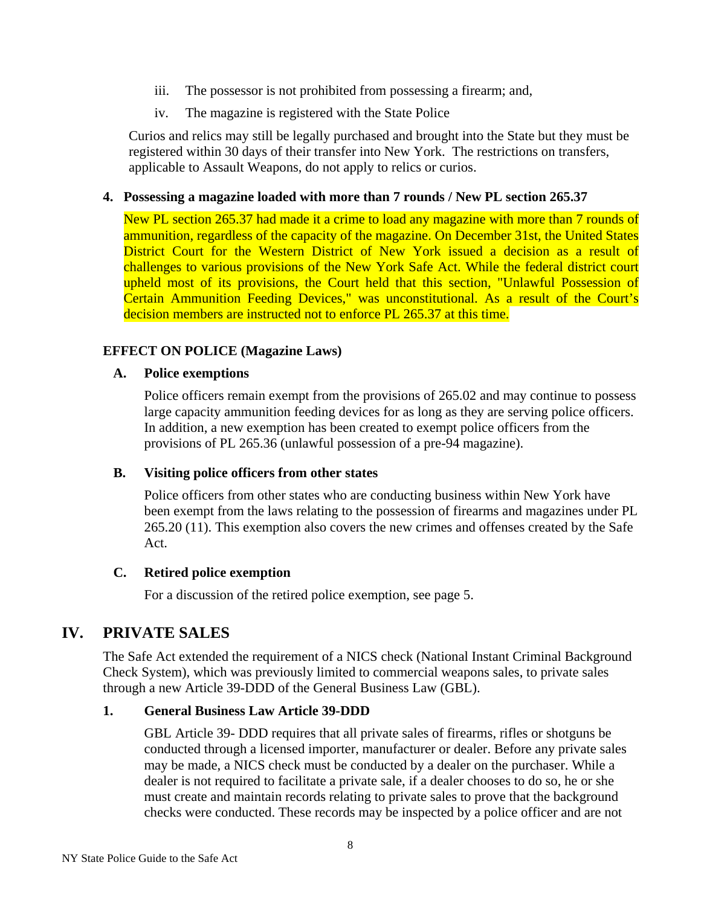iii. The possessor is not prohibited from possessing a firearm; and,

iv. The magazine is registered with the State Police

Curios and relics may still be legally purchased and brought into the State but they must be registered within 30 days of their transfer into New York. The restrictions on transfers, applicable to Assault Weapons, do not apply to relics or curios.

**4. Possessing a magazine loaded with more than 7 rounds / New PL section 265.37**

New PL section 265.37 had made it a crime to load any magazine with more than 7 rounds of ammunition, regardless of the capacity of the magazine. On December 31st, the United States District Court for the Western District of New York issued a decision as a result of challenges to various provisions of the New York Safe Act. While the federal district court upheld most of its provisions, the Court held that this section, "Unlawful Possession of Certain Ammunition Feeding Devices," was unconstitutional. As a result of the Court's decision members are instructed not to enforce PL 265.37 at this time.

**EFFECT ON POLICE (Magazine Laws)**

**A. Police exemptions**

Police officers remain exempt from the provisions of 265.02 and may continue to possess large capacity ammunition feeding devices for as long as they are serving police officers. In addition, a new exemption has been created to exempt police officers from the provisions of PL 265.36 (unlawful possession of a pre-94 magazine).

**B. Visiting police officers from other states**

Police officers from other states who are conducting business within New York have been exempt from the laws relating to the possession of firearms and magazines under PL 265.20 (11). This exemption also covers the new crimes and offenses created by the Safe Act.

**C. Retired police exemption**

For a discussion of the retired police exemption, see page 5.

## IV. PRIVATE SALES

The Safe Act extended the requirement of a NICS check (National Instant Criminal Background Check System), which was previously limited to commercial weapons sales, to private sales through a new Article 39-DDD of the General Business Law (GBL).

**1. General Business Law Article 39-DDD**

GBL Article 39- DDD requires that all private sales of firearms, rifles or shotguns be conducted through a licensed importer, manufacturer or dealer. Before any private sales may be made, a NICS check must be conducted by a dealer on the purchaser. While a dealer is not required to facilitate a private sale, if a dealer chooses to do so, he or she must create and maintain records relating to private sales to prove that the background checks were conducted. These records may be inspected by a police officer and are not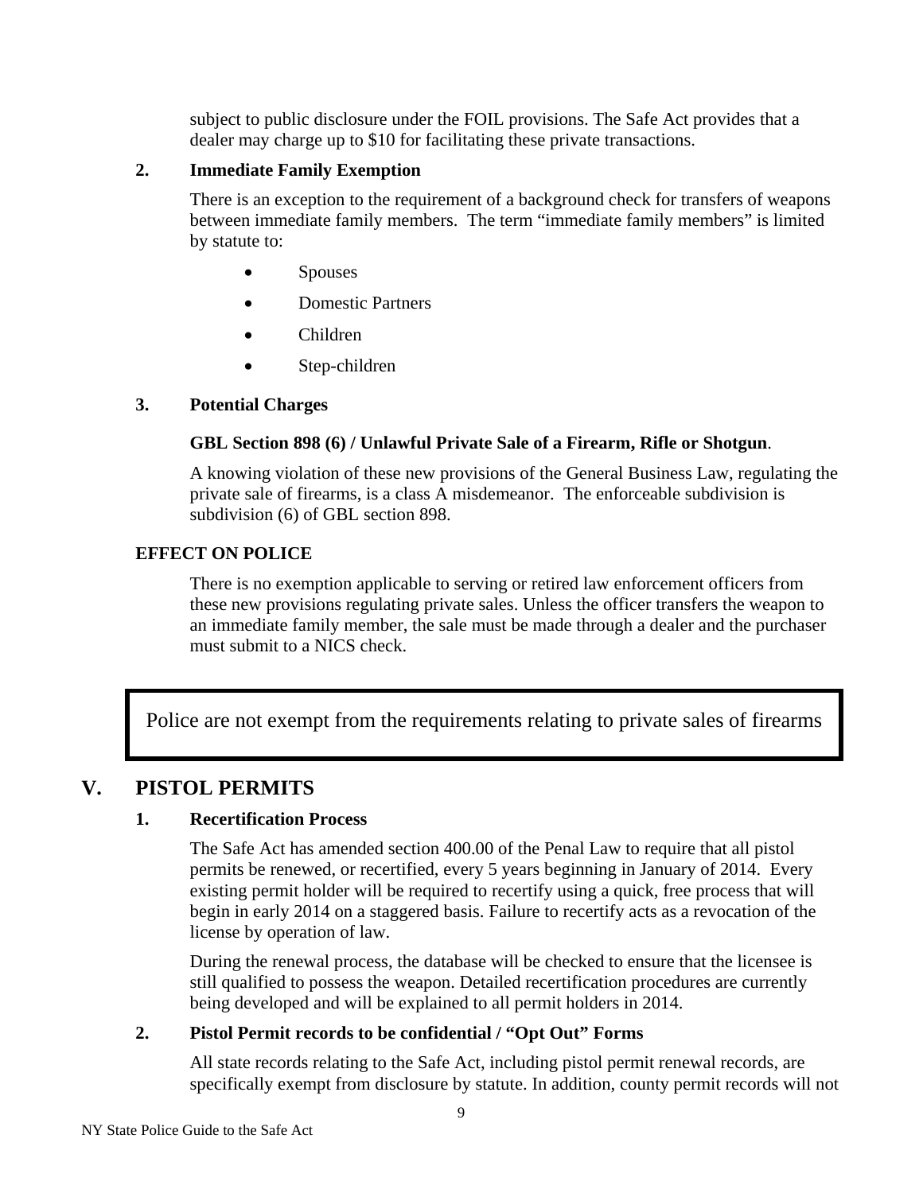subject to public disclosure under the FOIL provisions. The Safe Act provides that a dealer may charge up to $10 for facilitating these private transactions.

### 2. Immediate Family Exemption

There is an exception to the requirement of a background check for transfers of weapons between immediate family members. The term "immediate family members" is limited by statute to:

- Spouses
- Domestic Partners
- Children
- Step-children

### 3. Potential Charges

**GBL Section 898 (6) / Unlawful Private Sale of a Firearm, Rifle or Shotgun**.

A knowing violation of these new provisions of the General Business Law, regulating the private sale of firearms, is a class A misdemeanor. The enforceable subdivision is subdivision (6) of GBL section 898.

### EFFECT ON POLICE

There is no exemption applicable to serving or retired law enforcement officers from these new provisions regulating private sales. Unless the officer transfers the weapon to an immediate family member, the sale must be made through a dealer and the purchaser must submit to a NICS check.

> Police are not exempt from the requirements relating to private sales of firearms

## V. PISTOL PERMITS

### 1. Recertification Process

The Safe Act has amended section 400.00 of the Penal Law to require that all pistol permits be renewed, or recertified, every 5 years beginning in January of 2014. Every existing permit holder will be required to recertify using a quick, free process that will begin in early 2014 on a staggered basis. Failure to recertify acts as a revocation of the license by operation of law.

During the renewal process, the database will be checked to ensure that the licensee is still qualified to possess the weapon. Detailed recertification procedures are currently being developed and will be explained to all permit holders in 2014.

### 2. Pistol Permit records to be confidential / "Opt Out" Forms

All state records relating to the Safe Act, including pistol permit renewal records, are specifically exempt from disclosure by statute. In addition, county permit records will not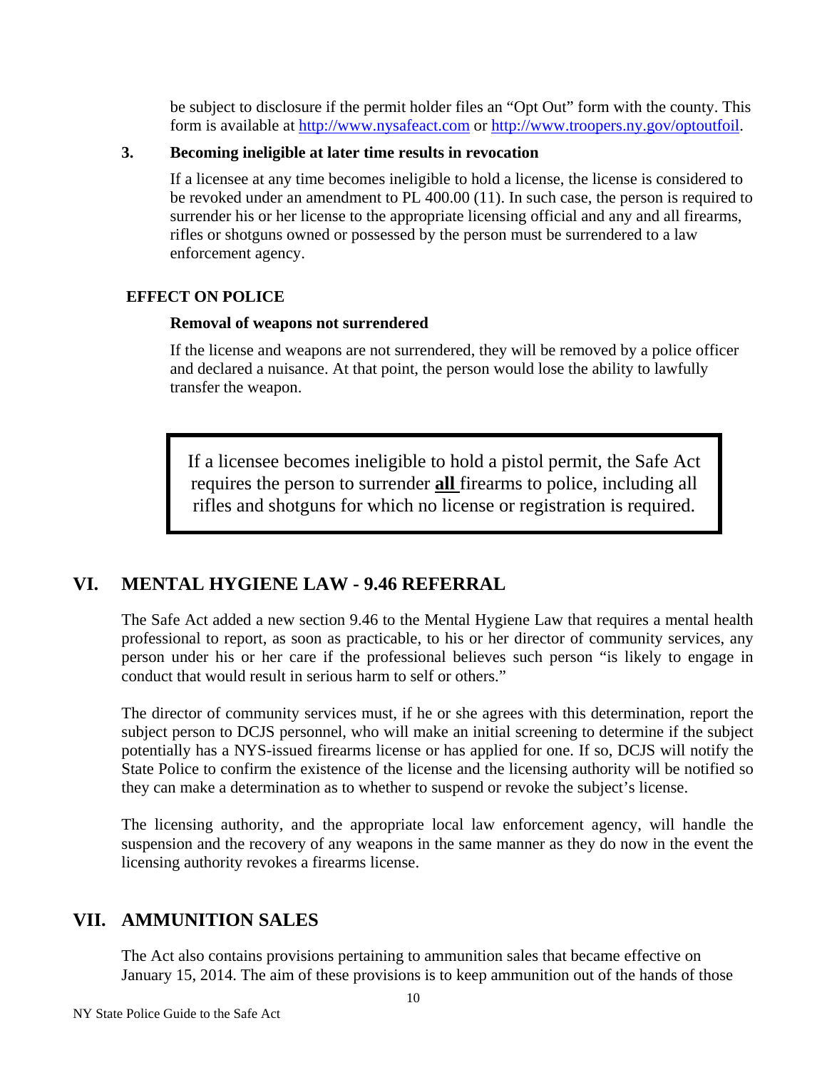be subject to disclosure if the permit holder files an "Opt Out" form with the county. This form is available at http://www.nysafeact.com or http://www.troopers.ny.gov/optoutfoil.

### 3. Becoming ineligible at later time results in revocation

If a licensee at any time becomes ineligible to hold a license, the license is considered to be revoked under an amendment to PL 400.00 (11). In such case, the person is required to surrender his or her license to the appropriate licensing official and any and all firearms, rifles or shotguns owned or possessed by the person must be surrendered to a law enforcement agency.

### EFFECT ON POLICE

**Removal of weapons not surrendered**

If the license and weapons are not surrendered, they will be removed by a police officer and declared a nuisance. At that point, the person would lose the ability to lawfully transfer the weapon.

> If a licensee becomes ineligible to hold a pistol permit, the Safe Act requires the person to surrender **all** firearms to police, including all rifles and shotguns for which no license or registration is required.

## VI. MENTAL HYGIENE LAW - 9.46 REFERRAL

The Safe Act added a new section 9.46 to the Mental Hygiene Law that requires a mental health professional to report, as soon as practicable, to his or her director of community services, any person under his or her care if the professional believes such person "is likely to engage in conduct that would result in serious harm to self or others."

The director of community services must, if he or she agrees with this determination, report the subject person to DCJS personnel, who will make an initial screening to determine if the subject potentially has a NYS-issued firearms license or has applied for one. If so, DCJS will notify the State Police to confirm the existence of the license and the licensing authority will be notified so they can make a determination as to whether to suspend or revoke the subject's license.

The licensing authority, and the appropriate local law enforcement agency, will handle the suspension and the recovery of any weapons in the same manner as they do now in the event the licensing authority revokes a firearms license.

## VII. AMMUNITION SALES

The Act also contains provisions pertaining to ammunition sales that became effective on January 15, 2014. The aim of these provisions is to keep ammunition out of the hands of those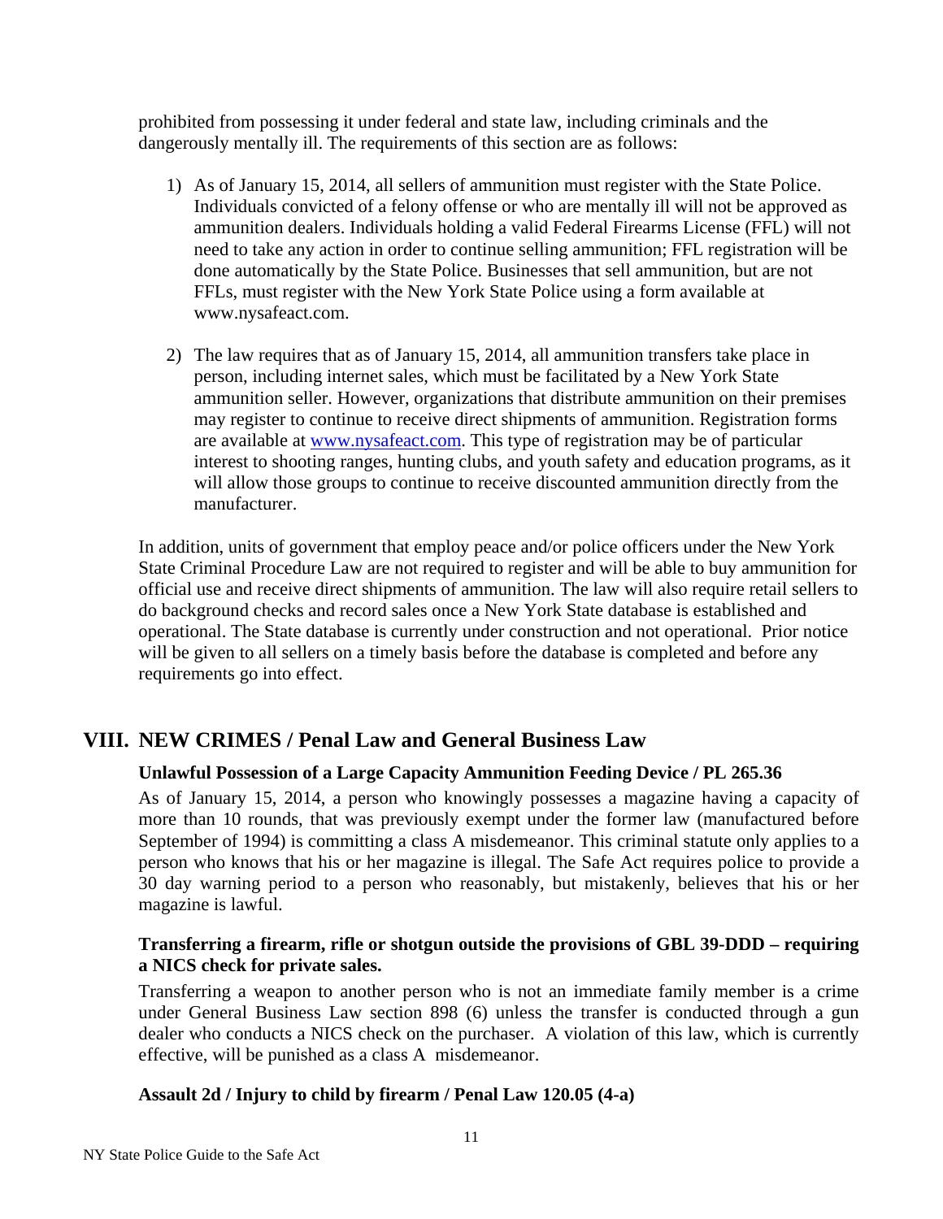prohibited from possessing it under federal and state law, including criminals and the dangerously mentally ill. The requirements of this section are as follows:

1) As of January 15, 2014, all sellers of ammunition must register with the State Police. Individuals convicted of a felony offense or who are mentally ill will not be approved as ammunition dealers. Individuals holding a valid Federal Firearms License (FFL) will not need to take any action in order to continue selling ammunition; FFL registration will be done automatically by the State Police. Businesses that sell ammunition, but are not FFLs, must register with the New York State Police using a form available at www.nysafeact.com.

2) The law requires that as of January 15, 2014, all ammunition transfers take place in person, including internet sales, which must be facilitated by a New York State ammunition seller. However, organizations that distribute ammunition on their premises may register to continue to receive direct shipments of ammunition. Registration forms are available at [www.nysafeact.com](www.nysafeact.com). This type of registration may be of particular interest to shooting ranges, hunting clubs, and youth safety and education programs, as it will allow those groups to continue to receive discounted ammunition directly from the manufacturer.

In addition, units of government that employ peace and/or police officers under the New York State Criminal Procedure Law are not required to register and will be able to buy ammunition for official use and receive direct shipments of ammunition. The law will also require retail sellers to do background checks and record sales once a New York State database is established and operational. The State database is currently under construction and not operational. Prior notice will be given to all sellers on a timely basis before the database is completed and before any requirements go into effect.

## VIII. NEW CRIMES / Penal Law and General Business Law

### Unlawful Possession of a Large Capacity Ammunition Feeding Device / PL 265.36

As of January 15, 2014, a person who knowingly possesses a magazine having a capacity of more than 10 rounds, that was previously exempt under the former law (manufactured before September of 1994) is committing a class A misdemeanor. This criminal statute only applies to a person who knows that his or her magazine is illegal. The Safe Act requires police to provide a 30 day warning period to a person who reasonably, but mistakenly, believes that his or her magazine is lawful.

### Transferring a firearm, rifle or shotgun outside the provisions of GBL 39-DDD – requiring a NICS check for private sales.

Transferring a weapon to another person who is not an immediate family member is a crime under General Business Law section 898 (6) unless the transfer is conducted through a gun dealer who conducts a NICS check on the purchaser. A violation of this law, which is currently effective, will be punished as a class A misdemeanor.

### Assault 2d / Injury to child by firearm / Penal Law 120.05 (4-a)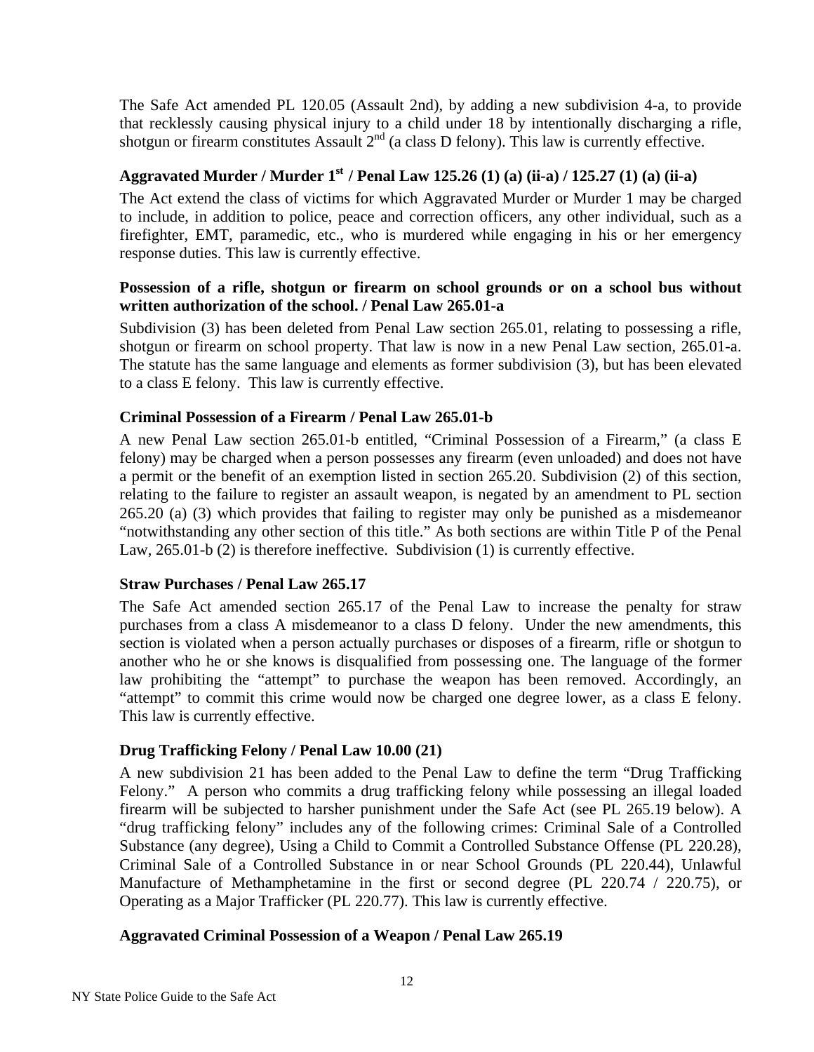The Safe Act amended PL 120.05 (Assault 2nd), by adding a new subdivision 4-a, to provide that recklessly causing physical injury to a child under 18 by intentionally discharging a rifle, shotgun or firearm constitutes Assault 2$^{nd}$ (a class D felony). This law is currently effective.

### Aggravated Murder / Murder 1$^{st}$ / Penal Law 125.26 (1) (a) (ii-a) / 125.27 (1) (a) (ii-a)

The Act extend the class of victims for which Aggravated Murder or Murder 1 may be charged to include, in addition to police, peace and correction officers, any other individual, such as a firefighter, EMT, paramedic, etc., who is murdered while engaging in his or her emergency response duties. This law is currently effective.

### Possession of a rifle, shotgun or firearm on school grounds or on a school bus without written authorization of the school. / Penal Law 265.01-a

Subdivision (3) has been deleted from Penal Law section 265.01, relating to possessing a rifle, shotgun or firearm on school property. That law is now in a new Penal Law section, 265.01-a. The statute has the same language and elements as former subdivision (3), but has been elevated to a class E felony. This law is currently effective.

### Criminal Possession of a Firearm / Penal Law 265.01-b

A new Penal Law section 265.01-b entitled, "Criminal Possession of a Firearm," (a class E felony) may be charged when a person possesses any firearm (even unloaded) and does not have a permit or the benefit of an exemption listed in section 265.20. Subdivision (2) of this section, relating to the failure to register an assault weapon, is negated by an amendment to PL section 265.20 (a) (3) which provides that failing to register may only be punished as a misdemeanor "notwithstanding any other section of this title." As both sections are within Title P of the Penal Law, 265.01-b (2) is therefore ineffective. Subdivision (1) is currently effective.

### Straw Purchases / Penal Law 265.17

The Safe Act amended section 265.17 of the Penal Law to increase the penalty for straw purchases from a class A misdemeanor to a class D felony. Under the new amendments, this section is violated when a person actually purchases or disposes of a firearm, rifle or shotgun to another who he or she knows is disqualified from possessing one. The language of the former law prohibiting the "attempt" to purchase the weapon has been removed. Accordingly, an "attempt" to commit this crime would now be charged one degree lower, as a class E felony. This law is currently effective.

### Drug Trafficking Felony / Penal Law 10.00 (21)

A new subdivision 21 has been added to the Penal Law to define the term "Drug Trafficking Felony." A person who commits a drug trafficking felony while possessing an illegal loaded firearm will be subjected to harsher punishment under the Safe Act (see PL 265.19 below). A "drug trafficking felony" includes any of the following crimes: Criminal Sale of a Controlled Substance (any degree), Using a Child to Commit a Controlled Substance Offense (PL 220.28), Criminal Sale of a Controlled Substance in or near School Grounds (PL 220.44), Unlawful Manufacture of Methamphetamine in the first or second degree (PL 220.74 / 220.75), or Operating as a Major Trafficker (PL 220.77). This law is currently effective.

### Aggravated Criminal Possession of a Weapon / Penal Law 265.19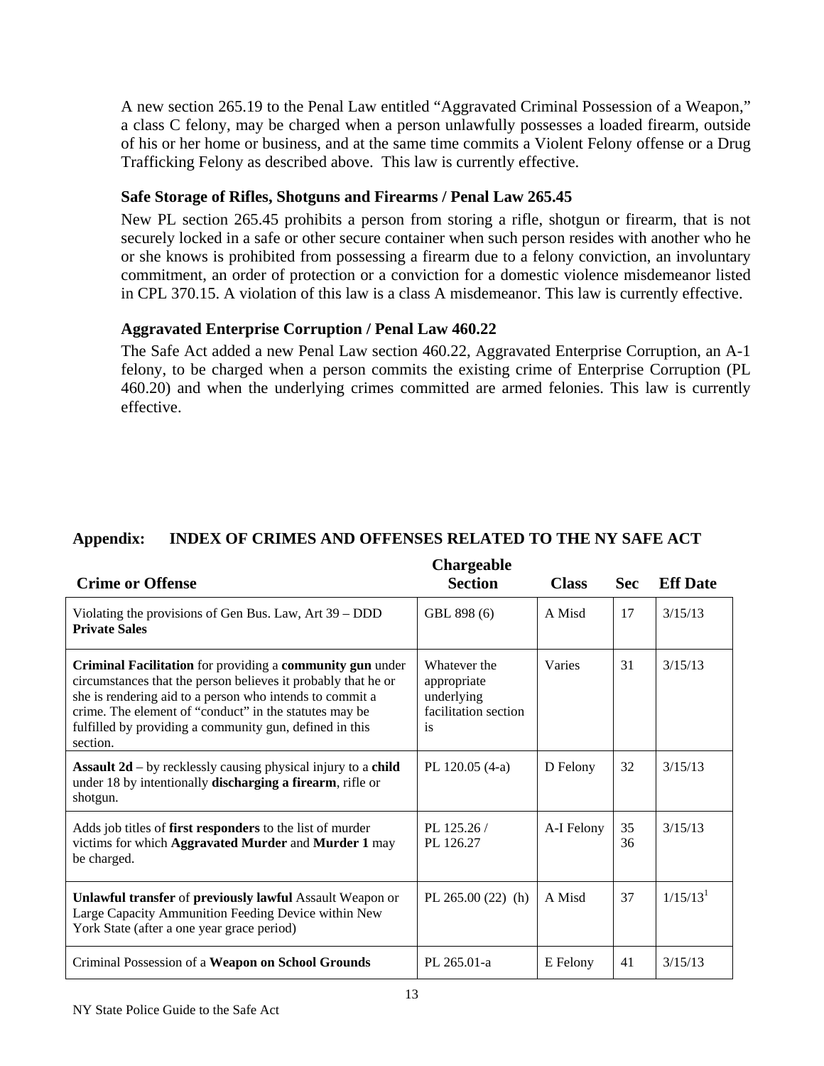A new section 265.19 to the Penal Law entitled "Aggravated Criminal Possession of a Weapon," a class C felony, may be charged when a person unlawfully possesses a loaded firearm, outside of his or her home or business, and at the same time commits a Violent Felony offense or a Drug Trafficking Felony as described above. This law is currently effective.

### Safe Storage of Rifles, Shotguns and Firearms / Penal Law 265.45

New PL section 265.45 prohibits a person from storing a rifle, shotgun or firearm, that is not securely locked in a safe or other secure container when such person resides with another who he or she knows is prohibited from possessing a firearm due to a felony conviction, an involuntary commitment, an order of protection or a conviction for a domestic violence misdemeanor listed in CPL 370.15. A violation of this law is a class A misdemeanor. This law is currently effective.

### Aggravated Enterprise Corruption / Penal Law 460.22

The Safe Act added a new Penal Law section 460.22, Aggravated Enterprise Corruption, an A-1 felony, to be charged when a person commits the existing crime of Enterprise Corruption (PL 460.20) and when the underlying crimes committed are armed felonies. This law is currently effective.

## Appendix: INDEX OF CRIMES AND OFFENSES RELATED TO THE NY SAFE ACT

| Crime or Offense | Chargeable Section | Class | Sec | Eff Date |
|---|---|---|---|---|
| Violating the provisions of Gen Bus. Law, Art 39 – DDD **Private Sales** | GBL 898 (6) | A Misd | 17 | 3/15/13 |
| **Criminal Facilitation** for providing a **community gun** under circumstances that the person believes it probably that he or she is rendering aid to a person who intends to commit a crime. The element of "conduct" in the statutes may be fulfilled by providing a community gun, defined in this section. | Whatever the appropriate underlying facilitation section is | Varies | 31 | 3/15/13 |
| **Assault 2d** – by recklessly causing physical injury to a **child** under 18 by intentionally **discharging a firearm**, rifle or shotgun. | PL 120.05 (4-a) | D Felony | 32 | 3/15/13 |
| Adds job titles of **first responders** to the list of murder victims for which **Aggravated Murder** and **Murder 1** may be charged. | PL 125.26 / PL 126.27 | A-I Felony | 35 36 | 3/15/13 |
| **Unlawful transfer** of **previously lawful** Assault Weapon or Large Capacity Ammunition Feeding Device within New York State (after a one year grace period) | PL 265.00 (22) (h) | A Misd | 37 | 1/15/13[1] |
| Criminal Possession of a **Weapon on School Grounds** | PL 265.01-a | E Felony | 41 | 3/15/13 |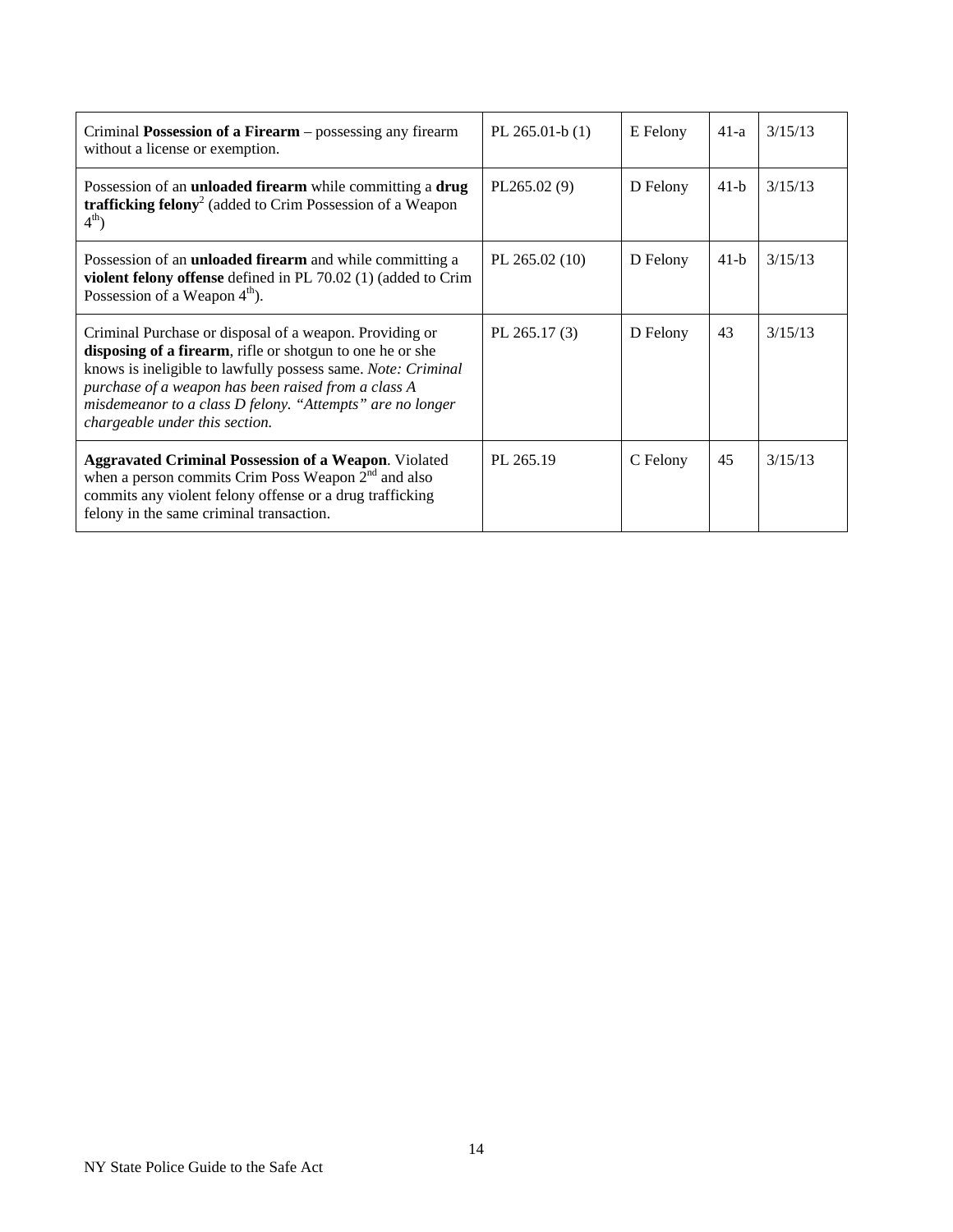| | | | | |
|---|---|---|---|---|
| Criminal **Possession of a Firearm** – possessing any firearm without a license or exemption. | PL 265.01-b (1) | E Felony | 41-a | 3/15/13 |
| Possession of an **unloaded firearm** while committing a **drug trafficking felony**[2] (added to Crim Possession of a Weapon 4[th]) | PL265.02 (9) | D Felony | 41-b | 3/15/13 |
| Possession of an **unloaded firearm** and while committing a **violent felony offense** defined in PL 70.02 (1) (added to Crim Possession of a Weapon 4[th]). | PL 265.02 (10) | D Felony | 41-b | 3/15/13 |
| Criminal Purchase or disposal of a weapon. Providing or **disposing of a firearm**, rifle or shotgun to one he or she knows is ineligible to lawfully possess same. *Note: Criminal purchase of a weapon has been raised from a class A misdemeanor to a class D felony. "Attempts" are no longer chargeable under this section.* | PL 265.17 (3) | D Felony | 43 | 3/15/13 |
| **Aggravated Criminal Possession of a Weapon**. Violated when a person commits Crim Poss Weapon 2[nd] and also commits any violent felony offense or a drug trafficking felony in the same criminal transaction. | PL 265.19 | C Felony | 45 | 3/15/13 |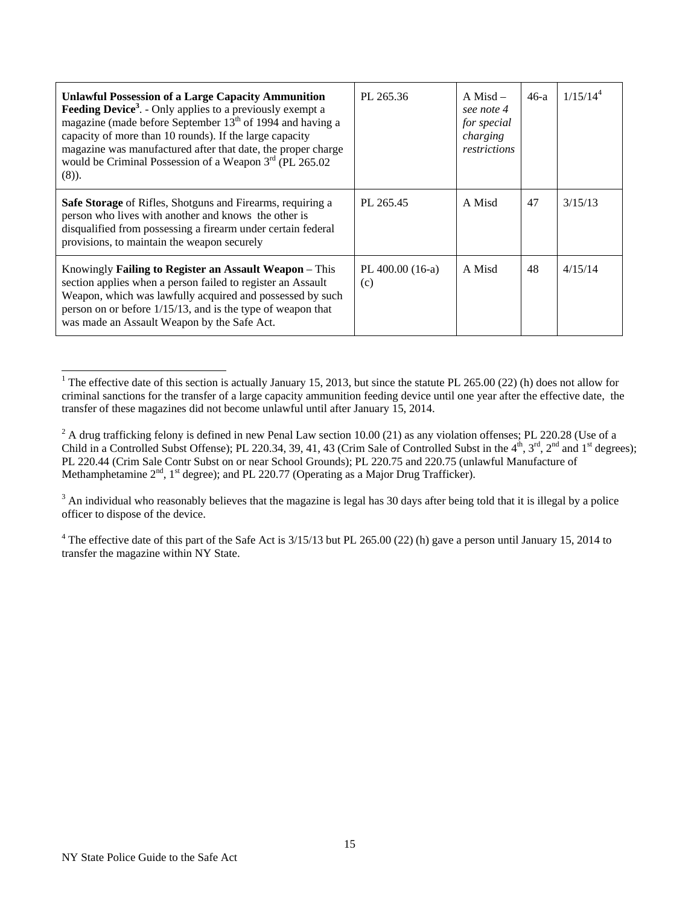| | | | | |
|---|---|---|---|---|
| **Unlawful Possession of a Large Capacity Ammunition Feeding Device**[3]. - Only applies to a previously exempt a magazine (made before September 13th of 1994 and having a capacity of more than 10 rounds). If the large capacity magazine was manufactured after that date, the proper charge would be Criminal Possession of a Weapon 3rd (PL 265.02 (8)). | PL 265.36 | A Misd – *see note 4 for special charging restrictions* | 46-a | 1/15/14[4] |
| **Safe Storage** of Rifles, Shotguns and Firearms, requiring a person who lives with another and knows the other is disqualified from possessing a firearm under certain federal provisions, to maintain the weapon securely | PL 265.45 | A Misd | 47 | 3/15/13 |
| Knowingly **Failing to Register an Assault Weapon** – This section applies when a person failed to register an Assault Weapon, which was lawfully acquired and possessed by such person on or before 1/15/13, and is the type of weapon that was made an Assault Weapon by the Safe Act. | PL 400.00 (16-a) (c) | A Misd | 48 | 4/15/14 |

[1] The effective date of this section is actually January 15, 2013, but since the statute PL 265.00 (22) (h) does not allow for criminal sanctions for the transfer of a large capacity ammunition feeding device until one year after the effective date, the transfer of these magazines did not become unlawful until after January 15, 2014.

[2] A drug trafficking felony is defined in new Penal Law section 10.00 (21) as any violation offenses; PL 220.28 (Use of a Child in a Controlled Subst Offense); PL 220.34, 39, 41, 43 (Crim Sale of Controlled Subst in the 4th, 3rd, 2nd and 1st degrees); PL 220.44 (Crim Sale Contr Subst on or near School Grounds); PL 220.75 and 220.75 (unlawful Manufacture of Methamphetamine 2nd, 1st degree); and PL 220.77 (Operating as a Major Drug Trafficker).

[3] An individual who reasonably believes that the magazine is legal has 30 days after being told that it is illegal by a police officer to dispose of the device.

[4] The effective date of this part of the Safe Act is 3/15/13 but PL 265.00 (22) (h) gave a person until January 15, 2014 to transfer the magazine within NY State.